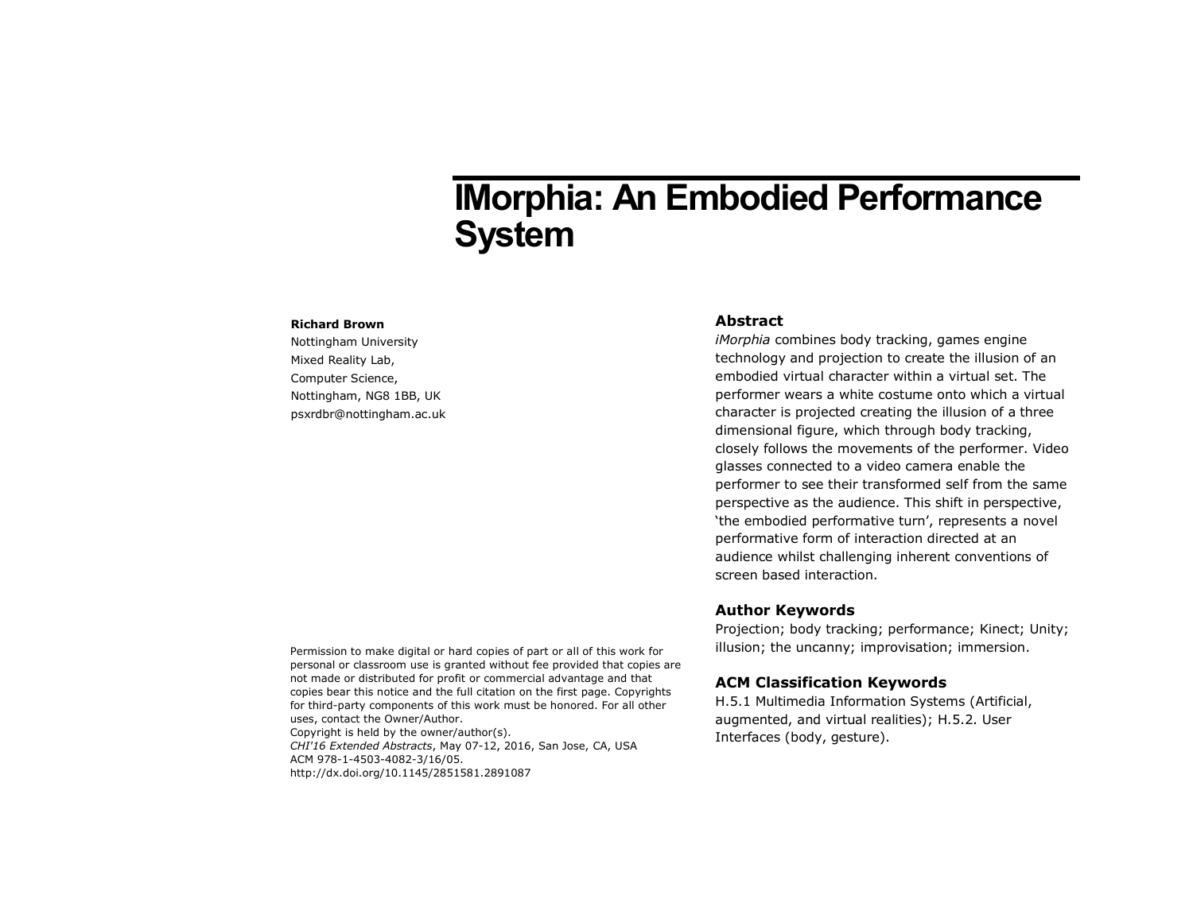# IMorphia: An Embodied Performance System

**Richard Brown**
Nottingham University
Mixed Reality Lab,
Computer Science,
Nottingham, NG8 1BB, UK
psxrdbr@nottingham.ac.uk

## Abstract

*iMorphia* combines body tracking, games engine technology and projection to create the illusion of an embodied virtual character within a virtual set. The performer wears a white costume onto which a virtual character is projected creating the illusion of a three dimensional figure, which through body tracking, closely follows the movements of the performer. Video glasses connected to a video camera enable the performer to see their transformed self from the same perspective as the audience. This shift in perspective, 'the embodied performative turn', represents a novel performative form of interaction directed at an audience whilst challenging inherent conventions of screen based interaction.

## Author Keywords

Projection; body tracking; performance; Kinect; Unity; illusion; the uncanny; improvisation; immersion.

## ACM Classification Keywords

H.5.1 Multimedia Information Systems (Artificial, augmented, and virtual realities); H.5.2. User Interfaces (body, gesture).

Permission to make digital or hard copies of part or all of this work for personal or classroom use is granted without fee provided that copies are not made or distributed for profit or commercial advantage and that copies bear this notice and the full citation on the first page. Copyrights for third-party components of this work must be honored. For all other uses, contact the Owner/Author.
Copyright is held by the owner/author(s).
*CHI'16 Extended Abstracts*, May 07-12, 2016, San Jose, CA, USA
ACM 978-1-4503-4082-3/16/05.
http://dx.doi.org/10.1145/2851581.2891087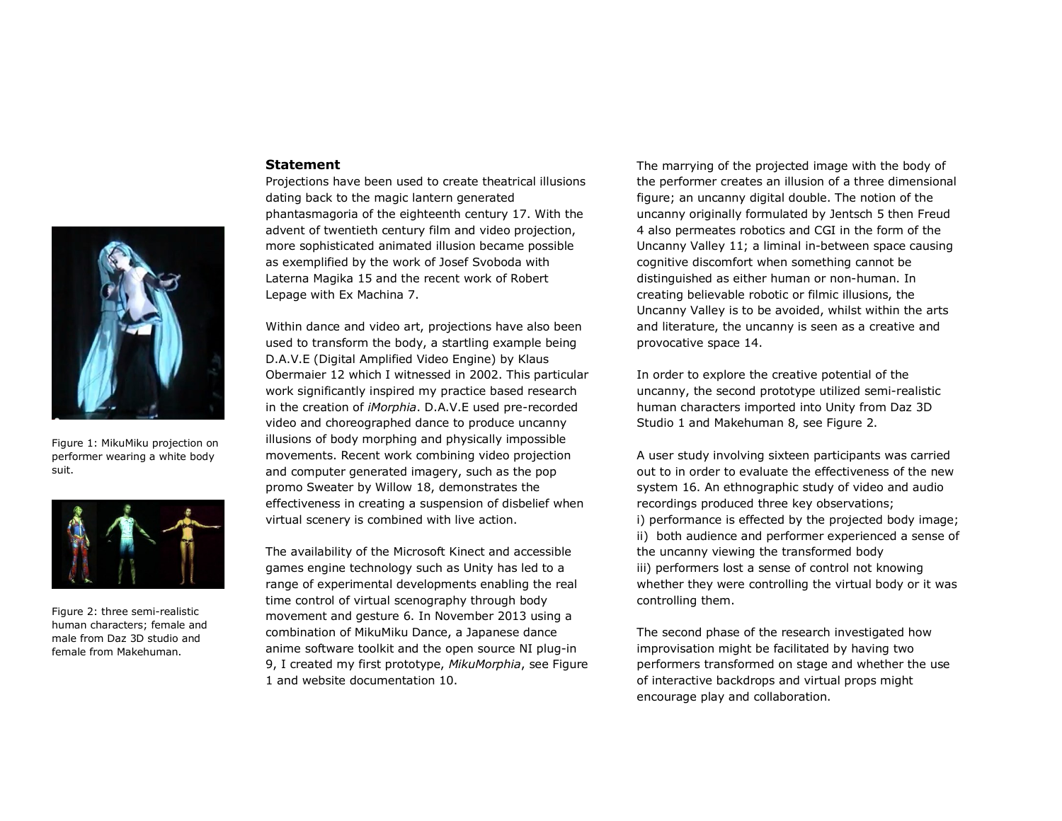Figure 1: MikuMiku projection on performer wearing a white body suit.

Figure 2: three semi-realistic human characters; female and male from Daz 3D studio and female from Makehuman.

## Statement

Projections have been used to create theatrical illusions dating back to the magic lantern generated phantasmagoria of the eighteenth century 17. With the advent of twentieth century film and video projection, more sophisticated animated illusion became possible as exemplified by the work of Josef Svoboda with Laterna Magika 15 and the recent work of Robert Lepage with Ex Machina 7.

Within dance and video art, projections have also been used to transform the body, a startling example being D.A.V.E (Digital Amplified Video Engine) by Klaus Obermaier 12 which I witnessed in 2002. This particular work significantly inspired my practice based research in the creation of *iMorphia*. D.A.V.E used pre-recorded video and choreographed dance to produce uncanny illusions of body morphing and physically impossible movements. Recent work combining video projection and computer generated imagery, such as the pop promo Sweater by Willow 18, demonstrates the effectiveness in creating a suspension of disbelief when virtual scenery is combined with live action.

The availability of the Microsoft Kinect and accessible games engine technology such as Unity has led to a range of experimental developments enabling the real time control of virtual scenography through body movement and gesture 6. In November 2013 using a combination of MikuMiku Dance, a Japanese dance anime software toolkit and the open source NI plug-in 9, I created my first prototype, *MikuMorphia*, see Figure 1 and website documentation 10.

The marrying of the projected image with the body of the performer creates an illusion of a three dimensional figure; an uncanny digital double. The notion of the uncanny originally formulated by Jentsch 5 then Freud 4 also permeates robotics and CGI in the form of the Uncanny Valley 11; a liminal in-between space causing cognitive discomfort when something cannot be distinguished as either human or non-human. In creating believable robotic or filmic illusions, the Uncanny Valley is to be avoided, whilst within the arts and literature, the uncanny is seen as a creative and provocative space 14.

In order to explore the creative potential of the uncanny, the second prototype utilized semi-realistic human characters imported into Unity from Daz 3D Studio 1 and Makehuman 8, see Figure 2.

A user study involving sixteen participants was carried out to in order to evaluate the effectiveness of the new system 16. An ethnographic study of video and audio recordings produced three key observations;
i) performance is effected by the projected body image;
ii) both audience and performer experienced a sense of the uncanny viewing the transformed body
iii) performers lost a sense of control not knowing whether they were controlling the virtual body or it was controlling them.

The second phase of the research investigated how improvisation might be facilitated by having two performers transformed on stage and whether the use of interactive backdrops and virtual props might encourage play and collaboration.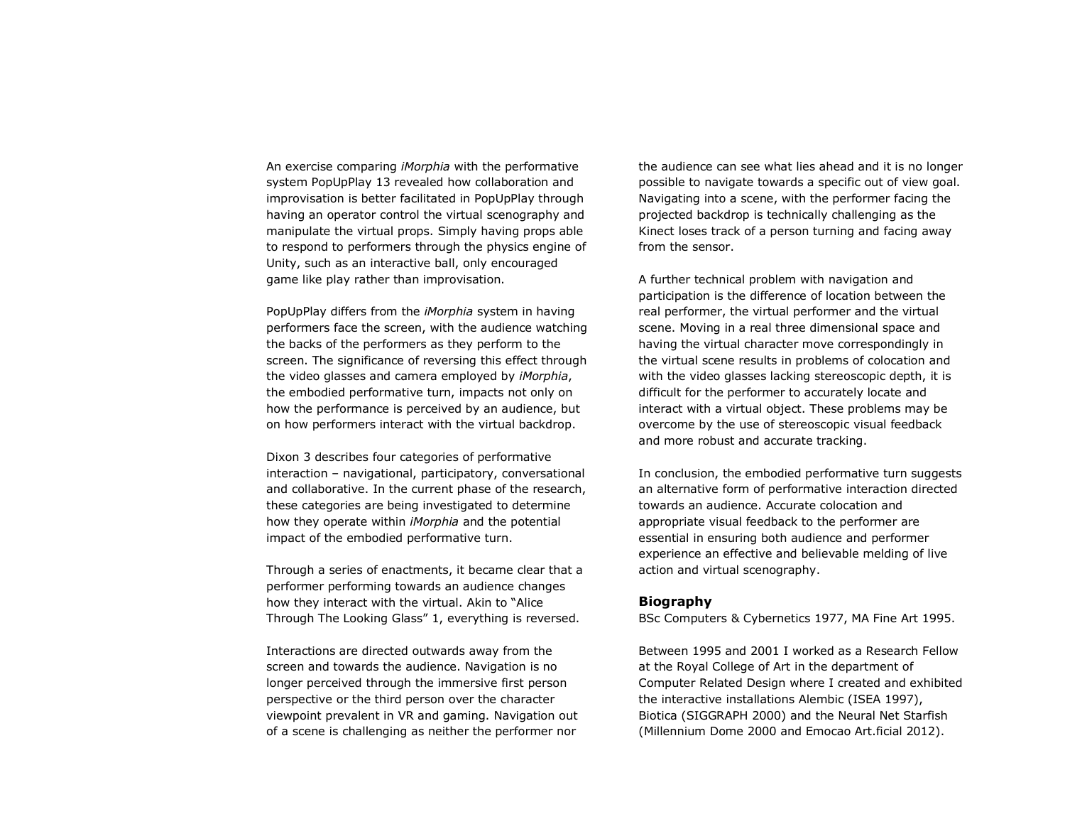An exercise comparing *iMorphia* with the performative system PopUpPlay 13 revealed how collaboration and improvisation is better facilitated in PopUpPlay through having an operator control the virtual scenography and manipulate the virtual props. Simply having props able to respond to performers through the physics engine of Unity, such as an interactive ball, only encouraged game like play rather than improvisation.

PopUpPlay differs from the *iMorphia* system in having performers face the screen, with the audience watching the backs of the performers as they perform to the screen. The significance of reversing this effect through the video glasses and camera employed by *iMorphia*, the embodied performative turn, impacts not only on how the performance is perceived by an audience, but on how performers interact with the virtual backdrop.

Dixon 3 describes four categories of performative interaction – navigational, participatory, conversational and collaborative. In the current phase of the research, these categories are being investigated to determine how they operate within *iMorphia* and the potential impact of the embodied performative turn.

Through a series of enactments, it became clear that a performer performing towards an audience changes how they interact with the virtual. Akin to "Alice Through The Looking Glass" 1, everything is reversed.

Interactions are directed outwards away from the screen and towards the audience. Navigation is no longer perceived through the immersive first person perspective or the third person over the character viewpoint prevalent in VR and gaming. Navigation out of a scene is challenging as neither the performer nor the audience can see what lies ahead and it is no longer possible to navigate towards a specific out of view goal. Navigating into a scene, with the performer facing the projected backdrop is technically challenging as the Kinect loses track of a person turning and facing away from the sensor.

A further technical problem with navigation and participation is the difference of location between the real performer, the virtual performer and the virtual scene. Moving in a real three dimensional space and having the virtual character move correspondingly in the virtual scene results in problems of colocation and with the video glasses lacking stereoscopic depth, it is difficult for the performer to accurately locate and interact with a virtual object. These problems may be overcome by the use of stereoscopic visual feedback and more robust and accurate tracking.

In conclusion, the embodied performative turn suggests an alternative form of performative interaction directed towards an audience. Accurate colocation and appropriate visual feedback to the performer are essential in ensuring both audience and performer experience an effective and believable melding of live action and virtual scenography.

**Biography**

BSc Computers & Cybernetics 1977, MA Fine Art 1995.

Between 1995 and 2001 I worked as a Research Fellow at the Royal College of Art in the department of Computer Related Design where I created and exhibited the interactive installations Alembic (ISEA 1997), Biotica (SIGGRAPH 2000) and the Neural Net Starfish (Millennium Dome 2000 and Emocao Art.ficial 2012).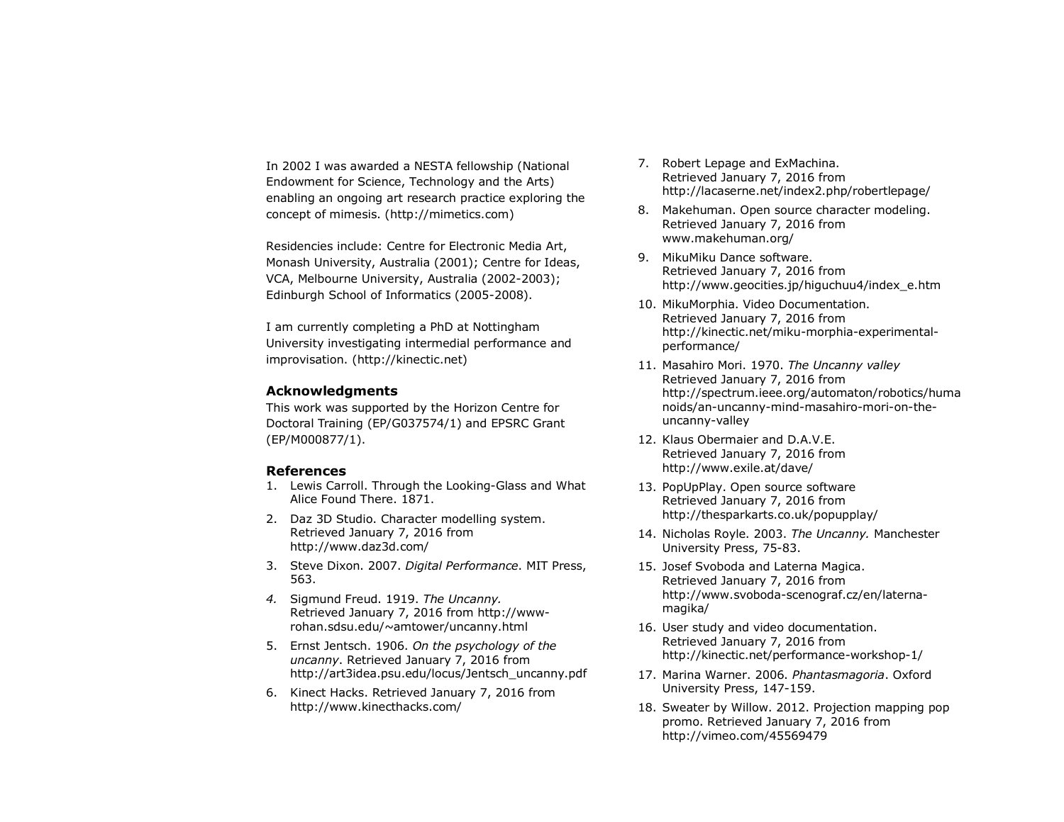In 2002 I was awarded a NESTA fellowship (National Endowment for Science, Technology and the Arts) enabling an ongoing art research practice exploring the concept of mimesis. (http://mimetics.com)

Residencies include: Centre for Electronic Media Art, Monash University, Australia (2001); Centre for Ideas, VCA, Melbourne University, Australia (2002-2003); Edinburgh School of Informatics (2005-2008).

I am currently completing a PhD at Nottingham University investigating intermedial performance and improvisation. (http://kinectic.net)

### Acknowledgments

This work was supported by the Horizon Centre for Doctoral Training (EP/G037574/1) and EPSRC Grant (EP/M000877/1).

### References

1. Lewis Carroll. Through the Looking-Glass and What Alice Found There. 1871.
2. Daz 3D Studio. Character modelling system. Retrieved January 7, 2016 from http://www.daz3d.com/
3. Steve Dixon. 2007. *Digital Performance*. MIT Press, 563.
4. Sigmund Freud. 1919. *The Uncanny.* Retrieved January 7, 2016 from http://www-rohan.sdsu.edu/~amtower/uncanny.html
5. Ernst Jentsch. 1906. *On the psychology of the uncanny*. Retrieved January 7, 2016 from http://art3idea.psu.edu/locus/Jentsch_uncanny.pdf
6. Kinect Hacks. Retrieved January 7, 2016 from http://www.kinecthacks.com/
7. Robert Lepage and ExMachina. Retrieved January 7, 2016 from http://lacaserne.net/index2.php/robertlepage/
8. Makehuman. Open source character modeling. Retrieved January 7, 2016 from www.makehuman.org/
9. MikuMiku Dance software. Retrieved January 7, 2016 from http://www.geocities.jp/higuchuu4/index_e.htm
10. MikuMorphia. Video Documentation. Retrieved January 7, 2016 from http://kinectic.net/miku-morphia-experimental-performance/
11. Masahiro Mori. 1970. *The Uncanny valley* Retrieved January 7, 2016 from http://spectrum.ieee.org/automaton/robotics/humanoids/an-uncanny-mind-masahiro-mori-on-the-uncanny-valley
12. Klaus Obermaier and D.A.V.E. Retrieved January 7, 2016 from http://www.exile.at/dave/
13. PopUpPlay. Open source software Retrieved January 7, 2016 from http://thesparkarts.co.uk/popupplay/
14. Nicholas Royle. 2003. *The Uncanny.* Manchester University Press, 75-83.
15. Josef Svoboda and Laterna Magica. Retrieved January 7, 2016 from http://www.svoboda-scenograf.cz/en/laterna-magika/
16. User study and video documentation. Retrieved January 7, 2016 from http://kinectic.net/performance-workshop-1/
17. Marina Warner. 2006. *Phantasmagoria*. Oxford University Press, 147-159.
18. Sweater by Willow. 2012. Projection mapping pop promo. Retrieved January 7, 2016 from http://vimeo.com/45569479